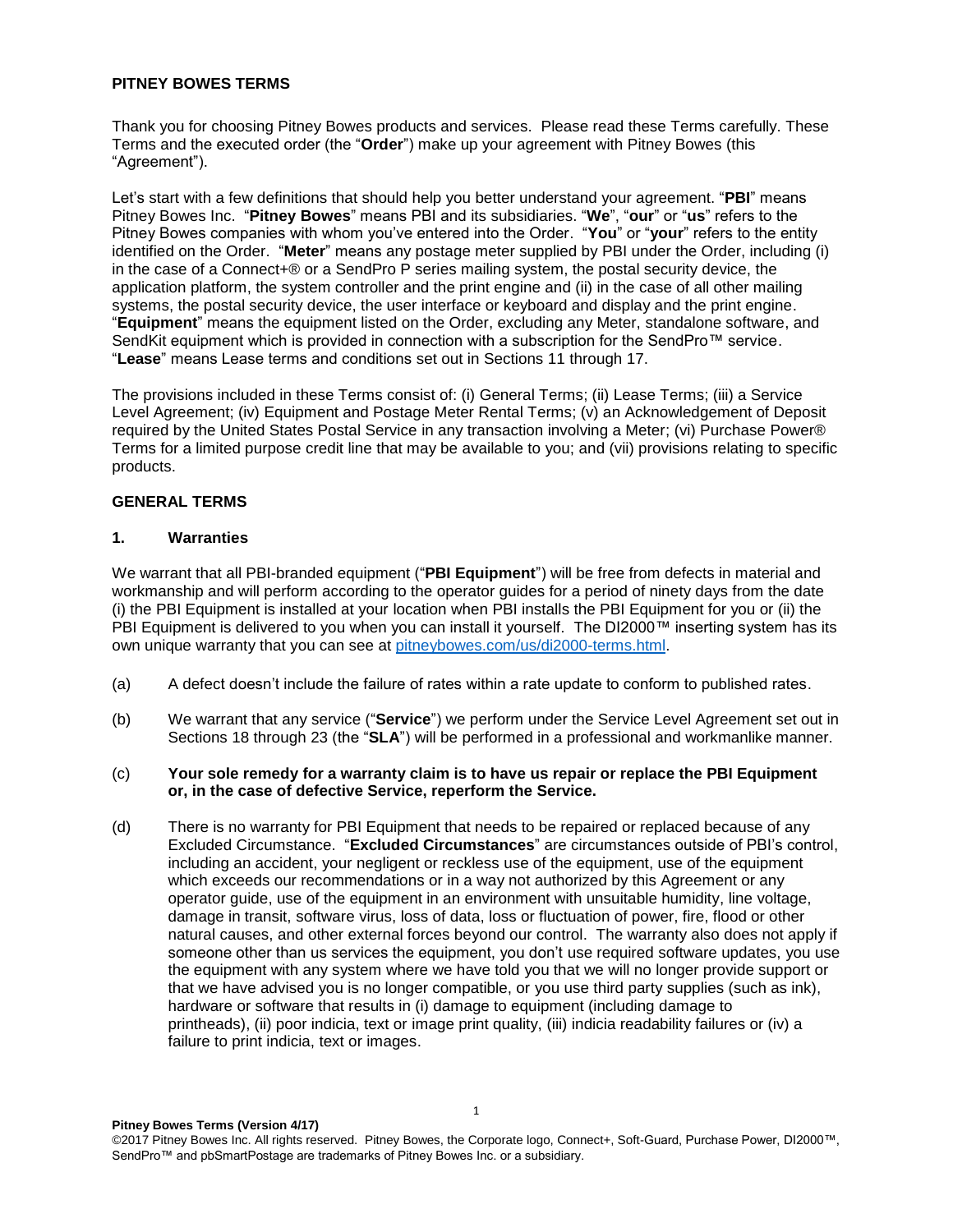# PITNEY BOWES TERMS

Thank you for choosing Pitney Bowes products and services. Please read these Terms carefully. These Terms and the executed order (the "**Order**") make up your agreement with Pitney Bowes (this "Agreement").

Let's start with a few definitions that should help you better understand your agreement. "**PBI**" means Pitney Bowes Inc. "**Pitney Bowes**" means PBI and its subsidiaries. "**We**", "**our**" or "**us**" refers to the Pitney Bowes companies with whom you've entered into the Order. "**You**" or "**your**" refers to the entity identified on the Order. "**Meter**" means any postage meter supplied by PBI under the Order, including (i) in the case of a Connect+® or a SendPro P series mailing system, the postal security device, the application platform, the system controller and the print engine and (ii) in the case of all other mailing systems, the postal security device, the user interface or keyboard and display and the print engine. "**Equipment**" means the equipment listed on the Order, excluding any Meter, standalone software, and SendKit equipment which is provided in connection with a subscription for the SendPro™ service. "**Lease**" means Lease terms and conditions set out in Sections 11 through 17.

The provisions included in these Terms consist of: (i) General Terms; (ii) Lease Terms; (iii) a Service Level Agreement; (iv) Equipment and Postage Meter Rental Terms; (v) an Acknowledgement of Deposit required by the United States Postal Service in any transaction involving a Meter; (vi) Purchase Power® Terms for a limited purpose credit line that may be available to you; and (vii) provisions relating to specific products.

## GENERAL TERMS

### 1. Warranties

We warrant that all PBI-branded equipment ("**PBI Equipment**") will be free from defects in material and workmanship and will perform according to the operator guides for a period of ninety days from the date (i) the PBI Equipment is installed at your location when PBI installs the PBI Equipment for you or (ii) the PBI Equipment is delivered to you when you can install it yourself. The DI2000™ inserting system has its own unique warranty that you can see at [pitneybowes.com/us/di2000-terms.html](pitneybowes.com/us/di2000-terms.html).

(a) A defect doesn't include the failure of rates within a rate update to conform to published rates.

(b) We warrant that any service ("**Service**") we perform under the Service Level Agreement set out in Sections 18 through 23 (the "**SLA**") will be performed in a professional and workmanlike manner.

(c) **Your sole remedy for a warranty claim is to have us repair or replace the PBI Equipment or, in the case of defective Service, reperform the Service.**

(d) There is no warranty for PBI Equipment that needs to be repaired or replaced because of any Excluded Circumstance. "**Excluded Circumstances**" are circumstances outside of PBI's control, including an accident, your negligent or reckless use of the equipment, use of the equipment which exceeds our recommendations or in a way not authorized by this Agreement or any operator guide, use of the equipment in an environment with unsuitable humidity, line voltage, damage in transit, software virus, loss of data, loss or fluctuation of power, fire, flood or other natural causes, and other external forces beyond our control. The warranty also does not apply if someone other than us services the equipment, you don't use required software updates, you use the equipment with any system where we have told you that we will no longer provide support or that we have advised you is no longer compatible, or you use third party supplies (such as ink), hardware or software that results in (i) damage to equipment (including damage to printheads), (ii) poor indicia, text or image print quality, (iii) indicia readability failures or (iv) a failure to print indicia, text or images.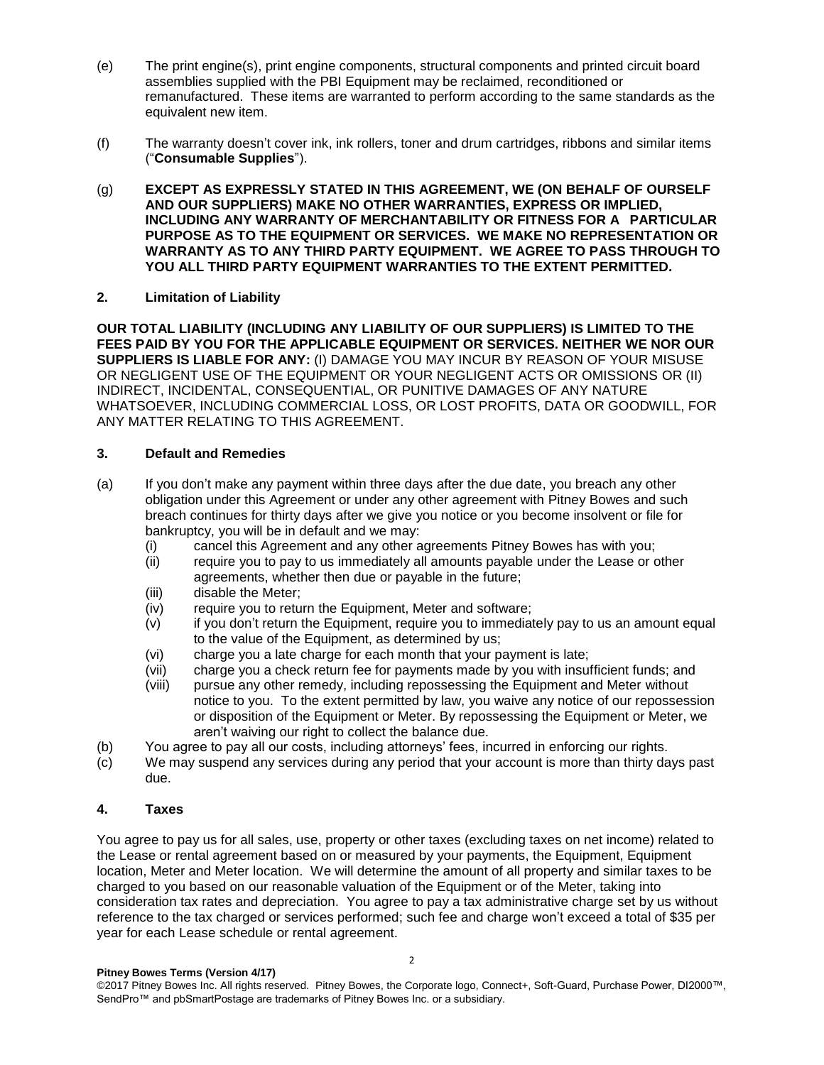(e) The print engine(s), print engine components, structural components and printed circuit board assemblies supplied with the PBI Equipment may be reclaimed, reconditioned or remanufactured. These items are warranted to perform according to the same standards as the equivalent new item.

(f) The warranty doesn't cover ink, ink rollers, toner and drum cartridges, ribbons and similar items ("**Consumable Supplies**").

(g) **EXCEPT AS EXPRESSLY STATED IN THIS AGREEMENT, WE (ON BEHALF OF OURSELF AND OUR SUPPLIERS) MAKE NO OTHER WARRANTIES, EXPRESS OR IMPLIED, INCLUDING ANY WARRANTY OF MERCHANTABILITY OR FITNESS FOR A PARTICULAR PURPOSE AS TO THE EQUIPMENT OR SERVICES. WE MAKE NO REPRESENTATION OR WARRANTY AS TO ANY THIRD PARTY EQUIPMENT. WE AGREE TO PASS THROUGH TO YOU ALL THIRD PARTY EQUIPMENT WARRANTIES TO THE EXTENT PERMITTED.**

## 2. Limitation of Liability

**OUR TOTAL LIABILITY (INCLUDING ANY LIABILITY OF OUR SUPPLIERS) IS LIMITED TO THE FEES PAID BY YOU FOR THE APPLICABLE EQUIPMENT OR SERVICES. NEITHER WE NOR OUR SUPPLIERS IS LIABLE FOR ANY:** (I) DAMAGE YOU MAY INCUR BY REASON OF YOUR MISUSE OR NEGLIGENT USE OF THE EQUIPMENT OR YOUR NEGLIGENT ACTS OR OMISSIONS OR (II) INDIRECT, INCIDENTAL, CONSEQUENTIAL, OR PUNITIVE DAMAGES OF ANY NATURE WHATSOEVER, INCLUDING COMMERCIAL LOSS, OR LOST PROFITS, DATA OR GOODWILL, FOR ANY MATTER RELATING TO THIS AGREEMENT.

## 3. Default and Remedies

(a) If you don't make any payment within three days after the due date, you breach any other obligation under this Agreement or under any other agreement with Pitney Bowes and such breach continues for thirty days after we give you notice or you become insolvent or file for bankruptcy, you will be in default and we may:
   (i) cancel this Agreement and any other agreements Pitney Bowes has with you;
   (ii) require you to pay to us immediately all amounts payable under the Lease or other agreements, whether then due or payable in the future;
   (iii) disable the Meter;
   (iv) require you to return the Equipment, Meter and software;
   (v) if you don't return the Equipment, require you to immediately pay to us an amount equal to the value of the Equipment, as determined by us;
   (vi) charge you a late charge for each month that your payment is late;
   (vii) charge you a check return fee for payments made by you with insufficient funds; and
   (viii) pursue any other remedy, including repossessing the Equipment and Meter without notice to you. To the extent permitted by law, you waive any notice of our repossession or disposition of the Equipment or Meter. By repossessing the Equipment or Meter, we aren't waiving our right to collect the balance due.

(b) You agree to pay all our costs, including attorneys' fees, incurred in enforcing our rights.

(c) We may suspend any services during any period that your account is more than thirty days past due.

## 4. Taxes

You agree to pay us for all sales, use, property or other taxes (excluding taxes on net income) related to the Lease or rental agreement based on or measured by your payments, the Equipment, Equipment location, Meter and Meter location. We will determine the amount of all property and similar taxes to be charged to you based on our reasonable valuation of the Equipment or of the Meter, taking into consideration tax rates and depreciation. You agree to pay a tax administrative charge set by us without reference to the tax charged or services performed; such fee and charge won't exceed a total of $35 per year for each Lease schedule or rental agreement.

**Pitney Bowes Terms (Version 4/17)**
©2017 Pitney Bowes Inc. All rights reserved. Pitney Bowes, the Corporate logo, Connect+, Soft-Guard, Purchase Power, DI2000™, SendPro™ and pbSmartPostage are trademarks of Pitney Bowes Inc. or a subsidiary.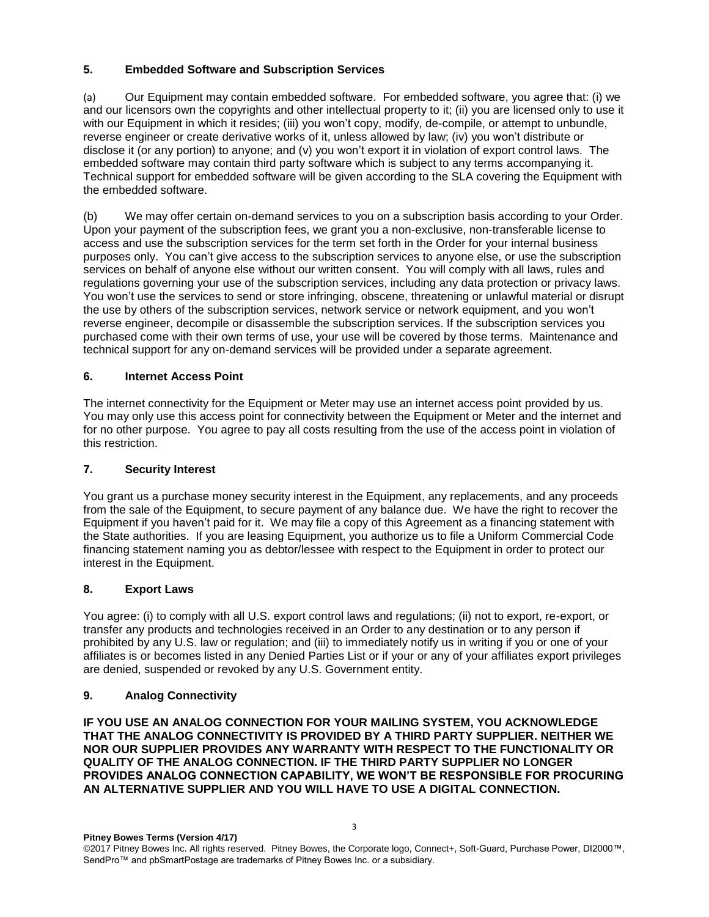## 5. Embedded Software and Subscription Services

(a) Our Equipment may contain embedded software. For embedded software, you agree that: (i) we and our licensors own the copyrights and other intellectual property to it; (ii) you are licensed only to use it with our Equipment in which it resides; (iii) you won't copy, modify, de-compile, or attempt to unbundle, reverse engineer or create derivative works of it, unless allowed by law; (iv) you won't distribute or disclose it (or any portion) to anyone; and (v) you won't export it in violation of export control laws. The embedded software may contain third party software which is subject to any terms accompanying it. Technical support for embedded software will be given according to the SLA covering the Equipment with the embedded software.

(b) We may offer certain on-demand services to you on a subscription basis according to your Order. Upon your payment of the subscription fees, we grant you a non-exclusive, non-transferable license to access and use the subscription services for the term set forth in the Order for your internal business purposes only. You can't give access to the subscription services to anyone else, or use the subscription services on behalf of anyone else without our written consent. You will comply with all laws, rules and regulations governing your use of the subscription services, including any data protection or privacy laws. You won't use the services to send or store infringing, obscene, threatening or unlawful material or disrupt the use by others of the subscription services, network service or network equipment, and you won't reverse engineer, decompile or disassemble the subscription services. If the subscription services you purchased come with their own terms of use, your use will be covered by those terms. Maintenance and technical support for any on-demand services will be provided under a separate agreement.

## 6. Internet Access Point

The internet connectivity for the Equipment or Meter may use an internet access point provided by us. You may only use this access point for connectivity between the Equipment or Meter and the internet and for no other purpose. You agree to pay all costs resulting from the use of the access point in violation of this restriction.

## 7. Security Interest

You grant us a purchase money security interest in the Equipment, any replacements, and any proceeds from the sale of the Equipment, to secure payment of any balance due. We have the right to recover the Equipment if you haven't paid for it. We may file a copy of this Agreement as a financing statement with the State authorities. If you are leasing Equipment, you authorize us to file a Uniform Commercial Code financing statement naming you as debtor/lessee with respect to the Equipment in order to protect our interest in the Equipment.

## 8. Export Laws

You agree: (i) to comply with all U.S. export control laws and regulations; (ii) not to export, re-export, or transfer any products and technologies received in an Order to any destination or to any person if prohibited by any U.S. law or regulation; and (iii) to immediately notify us in writing if you or one of your affiliates is or becomes listed in any Denied Parties List or if your or any of your affiliates export privileges are denied, suspended or revoked by any U.S. Government entity.

## 9. Analog Connectivity

**IF YOU USE AN ANALOG CONNECTION FOR YOUR MAILING SYSTEM, YOU ACKNOWLEDGE THAT THE ANALOG CONNECTIVITY IS PROVIDED BY A THIRD PARTY SUPPLIER. NEITHER WE NOR OUR SUPPLIER PROVIDES ANY WARRANTY WITH RESPECT TO THE FUNCTIONALITY OR QUALITY OF THE ANALOG CONNECTION. IF THE THIRD PARTY SUPPLIER NO LONGER PROVIDES ANALOG CONNECTION CAPABILITY, WE WON'T BE RESPONSIBLE FOR PROCURING AN ALTERNATIVE SUPPLIER AND YOU WILL HAVE TO USE A DIGITAL CONNECTION.**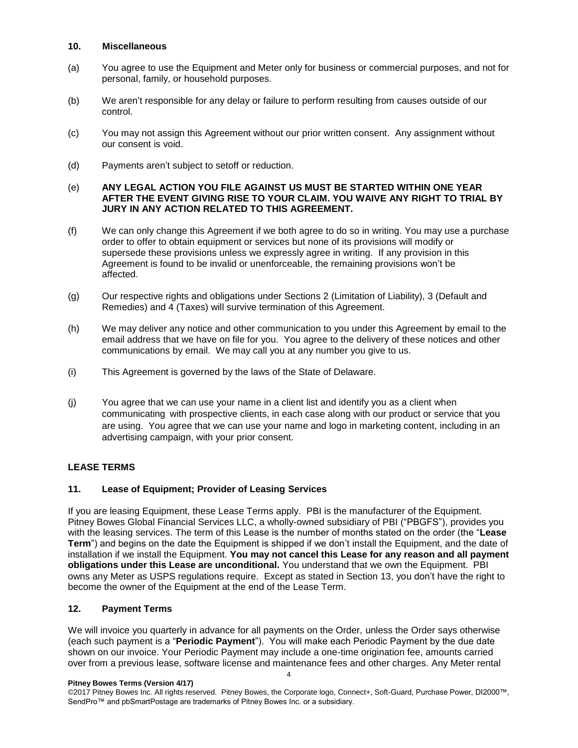## 10. Miscellaneous

(a) You agree to use the Equipment and Meter only for business or commercial purposes, and not for personal, family, or household purposes.

(b) We aren't responsible for any delay or failure to perform resulting from causes outside of our control.

(c) You may not assign this Agreement without our prior written consent. Any assignment without our consent is void.

(d) Payments aren't subject to setoff or reduction.

(e) **ANY LEGAL ACTION YOU FILE AGAINST US MUST BE STARTED WITHIN ONE YEAR AFTER THE EVENT GIVING RISE TO YOUR CLAIM. YOU WAIVE ANY RIGHT TO TRIAL BY JURY IN ANY ACTION RELATED TO THIS AGREEMENT.**

(f) We can only change this Agreement if we both agree to do so in writing. You may use a purchase order to offer to obtain equipment or services but none of its provisions will modify or supersede these provisions unless we expressly agree in writing. If any provision in this Agreement is found to be invalid or unenforceable, the remaining provisions won't be affected.

(g) Our respective rights and obligations under Sections 2 (Limitation of Liability), 3 (Default and Remedies) and 4 (Taxes) will survive termination of this Agreement.

(h) We may deliver any notice and other communication to you under this Agreement by email to the email address that we have on file for you. You agree to the delivery of these notices and other communications by email. We may call you at any number you give to us.

(i) This Agreement is governed by the laws of the State of Delaware.

(j) You agree that we can use your name in a client list and identify you as a client when communicating with prospective clients, in each case along with our product or service that you are using. You agree that we can use your name and logo in marketing content, including in an advertising campaign, with your prior consent.

# LEASE TERMS

## 11. Lease of Equipment; Provider of Leasing Services

If you are leasing Equipment, these Lease Terms apply. PBI is the manufacturer of the Equipment. Pitney Bowes Global Financial Services LLC, a wholly-owned subsidiary of PBI ("PBGFS"), provides you with the leasing services. The term of this Lease is the number of months stated on the order (the "**Lease Term**") and begins on the date the Equipment is shipped if we don't install the Equipment, and the date of installation if we install the Equipment. **You may not cancel this Lease for any reason and all payment obligations under this Lease are unconditional.** You understand that we own the Equipment. PBI owns any Meter as USPS regulations require. Except as stated in Section 13, you don't have the right to become the owner of the Equipment at the end of the Lease Term.

## 12. Payment Terms

We will invoice you quarterly in advance for all payments on the Order, unless the Order says otherwise (each such payment is a "**Periodic Payment**"). You will make each Periodic Payment by the due date shown on our invoice. Your Periodic Payment may include a one-time origination fee, amounts carried over from a previous lease, software license and maintenance fees and other charges. Any Meter rental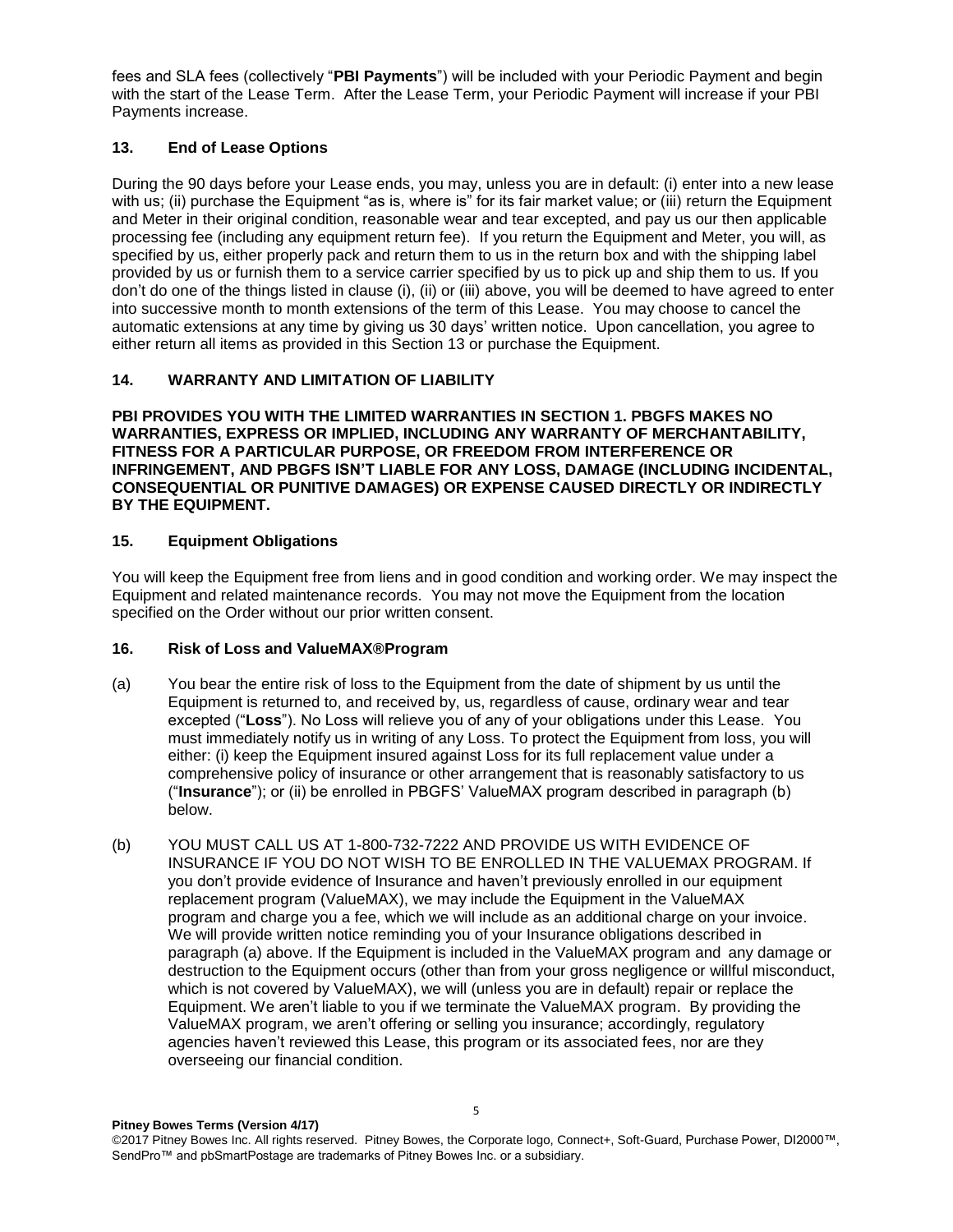fees and SLA fees (collectively "**PBI Payments**") will be included with your Periodic Payment and begin with the start of the Lease Term. After the Lease Term, your Periodic Payment will increase if your PBI Payments increase.

## 13. End of Lease Options

During the 90 days before your Lease ends, you may, unless you are in default: (i) enter into a new lease with us; (ii) purchase the Equipment "as is, where is" for its fair market value; or (iii) return the Equipment and Meter in their original condition, reasonable wear and tear excepted, and pay us our then applicable processing fee (including any equipment return fee). If you return the Equipment and Meter, you will, as specified by us, either properly pack and return them to us in the return box and with the shipping label provided by us or furnish them to a service carrier specified by us to pick up and ship them to us. If you don't do one of the things listed in clause (i), (ii) or (iii) above, you will be deemed to have agreed to enter into successive month to month extensions of the term of this Lease. You may choose to cancel the automatic extensions at any time by giving us 30 days' written notice. Upon cancellation, you agree to either return all items as provided in this Section 13 or purchase the Equipment.

## 14. WARRANTY AND LIMITATION OF LIABILITY

**PBI PROVIDES YOU WITH THE LIMITED WARRANTIES IN SECTION 1. PBGFS MAKES NO WARRANTIES, EXPRESS OR IMPLIED, INCLUDING ANY WARRANTY OF MERCHANTABILITY, FITNESS FOR A PARTICULAR PURPOSE, OR FREEDOM FROM INTERFERENCE OR INFRINGEMENT, AND PBGFS ISN'T LIABLE FOR ANY LOSS, DAMAGE (INCLUDING INCIDENTAL, CONSEQUENTIAL OR PUNITIVE DAMAGES) OR EXPENSE CAUSED DIRECTLY OR INDIRECTLY BY THE EQUIPMENT.**

## 15. Equipment Obligations

You will keep the Equipment free from liens and in good condition and working order. We may inspect the Equipment and related maintenance records. You may not move the Equipment from the location specified on the Order without our prior written consent.

## 16. Risk of Loss and ValueMAX®Program

(a) You bear the entire risk of loss to the Equipment from the date of shipment by us until the Equipment is returned to, and received by, us, regardless of cause, ordinary wear and tear excepted ("**Loss**"). No Loss will relieve you of any of your obligations under this Lease. You must immediately notify us in writing of any Loss. To protect the Equipment from loss, you will either: (i) keep the Equipment insured against Loss for its full replacement value under a comprehensive policy of insurance or other arrangement that is reasonably satisfactory to us ("**Insurance**"); or (ii) be enrolled in PBGFS' ValueMAX program described in paragraph (b) below.

(b) YOU MUST CALL US AT 1-800-732-7222 AND PROVIDE US WITH EVIDENCE OF INSURANCE IF YOU DO NOT WISH TO BE ENROLLED IN THE VALUEMAX PROGRAM. If you don't provide evidence of Insurance and haven't previously enrolled in our equipment replacement program (ValueMAX), we may include the Equipment in the ValueMAX program and charge you a fee, which we will include as an additional charge on your invoice. We will provide written notice reminding you of your Insurance obligations described in paragraph (a) above. If the Equipment is included in the ValueMAX program and any damage or destruction to the Equipment occurs (other than from your gross negligence or willful misconduct, which is not covered by ValueMAX), we will (unless you are in default) repair or replace the Equipment. We aren't liable to you if we terminate the ValueMAX program. By providing the ValueMAX program, we aren't offering or selling you insurance; accordingly, regulatory agencies haven't reviewed this Lease, this program or its associated fees, nor are they overseeing our financial condition.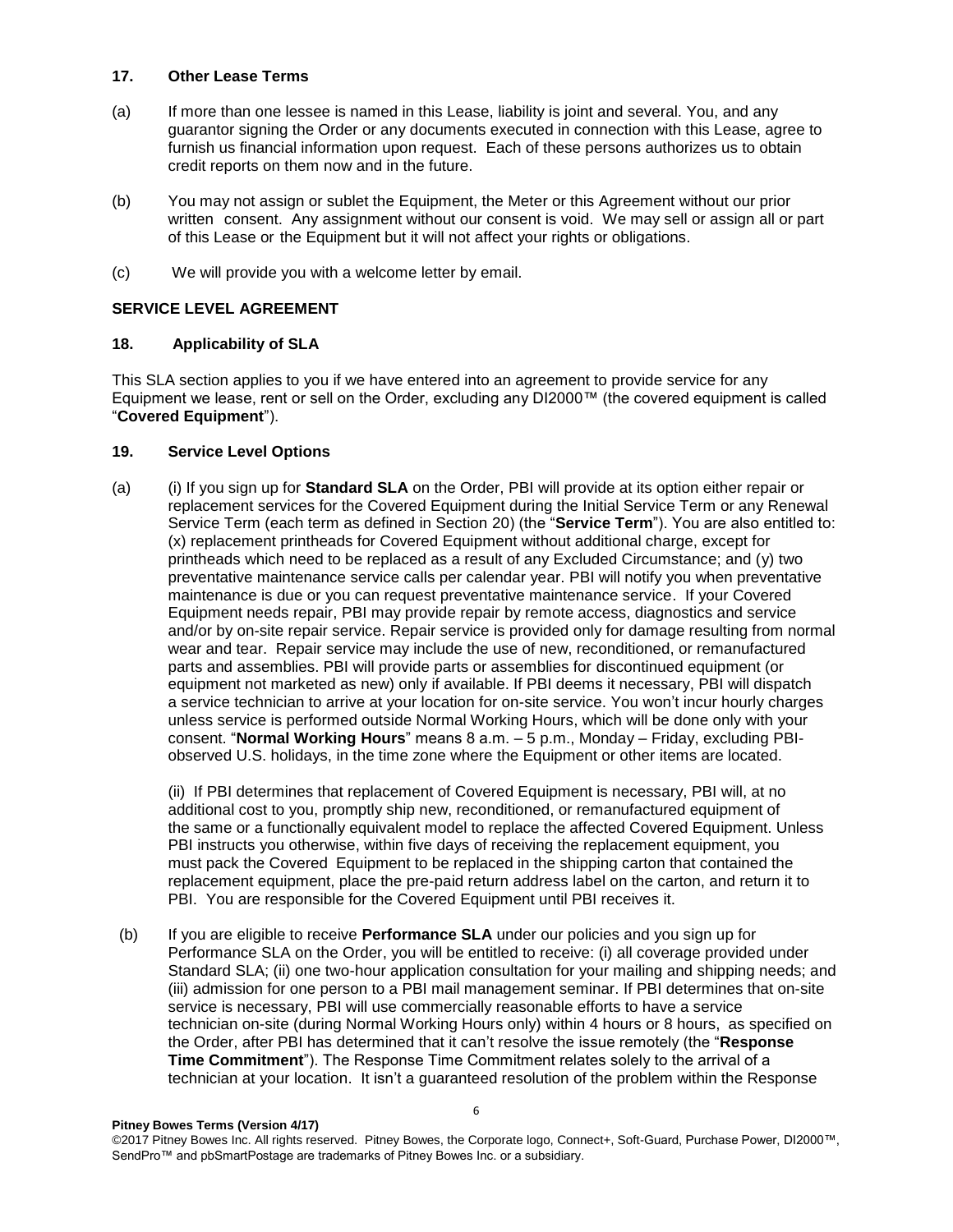### 17. Other Lease Terms

(a) If more than one lessee is named in this Lease, liability is joint and several. You, and any guarantor signing the Order or any documents executed in connection with this Lease, agree to furnish us financial information upon request. Each of these persons authorizes us to obtain credit reports on them now and in the future.

(b) You may not assign or sublet the Equipment, the Meter or this Agreement without our prior written consent. Any assignment without our consent is void. We may sell or assign all or part of this Lease or the Equipment but it will not affect your rights or obligations.

(c) We will provide you with a welcome letter by email.

## SERVICE LEVEL AGREEMENT

### 18. Applicability of SLA

This SLA section applies to you if we have entered into an agreement to provide service for any Equipment we lease, rent or sell on the Order, excluding any DI2000™ (the covered equipment is called "**Covered Equipment**").

### 19. Service Level Options

(a) (i) If you sign up for **Standard SLA** on the Order, PBI will provide at its option either repair or replacement services for the Covered Equipment during the Initial Service Term or any Renewal Service Term (each term as defined in Section 20) (the "**Service Term**"). You are also entitled to: (x) replacement printheads for Covered Equipment without additional charge, except for printheads which need to be replaced as a result of any Excluded Circumstance; and (y) two preventative maintenance service calls per calendar year. PBI will notify you when preventative maintenance is due or you can request preventative maintenance service. If your Covered Equipment needs repair, PBI may provide repair by remote access, diagnostics and service and/or by on-site repair service. Repair service is provided only for damage resulting from normal wear and tear. Repair service may include the use of new, reconditioned, or remanufactured parts and assemblies. PBI will provide parts or assemblies for discontinued equipment (or equipment not marketed as new) only if available. If PBI deems it necessary, PBI will dispatch a service technician to arrive at your location for on-site service. You won't incur hourly charges unless service is performed outside Normal Working Hours, which will be done only with your consent. "**Normal Working Hours**" means 8 a.m. – 5 p.m., Monday – Friday, excluding PBI-observed U.S. holidays, in the time zone where the Equipment or other items are located.

(ii) If PBI determines that replacement of Covered Equipment is necessary, PBI will, at no additional cost to you, promptly ship new, reconditioned, or remanufactured equipment of the same or a functionally equivalent model to replace the affected Covered Equipment. Unless PBI instructs you otherwise, within five days of receiving the replacement equipment, you must pack the Covered Equipment to be replaced in the shipping carton that contained the replacement equipment, place the pre-paid return address label on the carton, and return it to PBI. You are responsible for the Covered Equipment until PBI receives it.

(b) If you are eligible to receive **Performance SLA** under our policies and you sign up for Performance SLA on the Order, you will be entitled to receive: (i) all coverage provided under Standard SLA; (ii) one two-hour application consultation for your mailing and shipping needs; and (iii) admission for one person to a PBI mail management seminar. If PBI determines that on-site service is necessary, PBI will use commercially reasonable efforts to have a service technician on-site (during Normal Working Hours only) within 4 hours or 8 hours, as specified on the Order, after PBI has determined that it can't resolve the issue remotely (the "**Response Time Commitment**"). The Response Time Commitment relates solely to the arrival of a technician at your location. It isn't a guaranteed resolution of the problem within the Response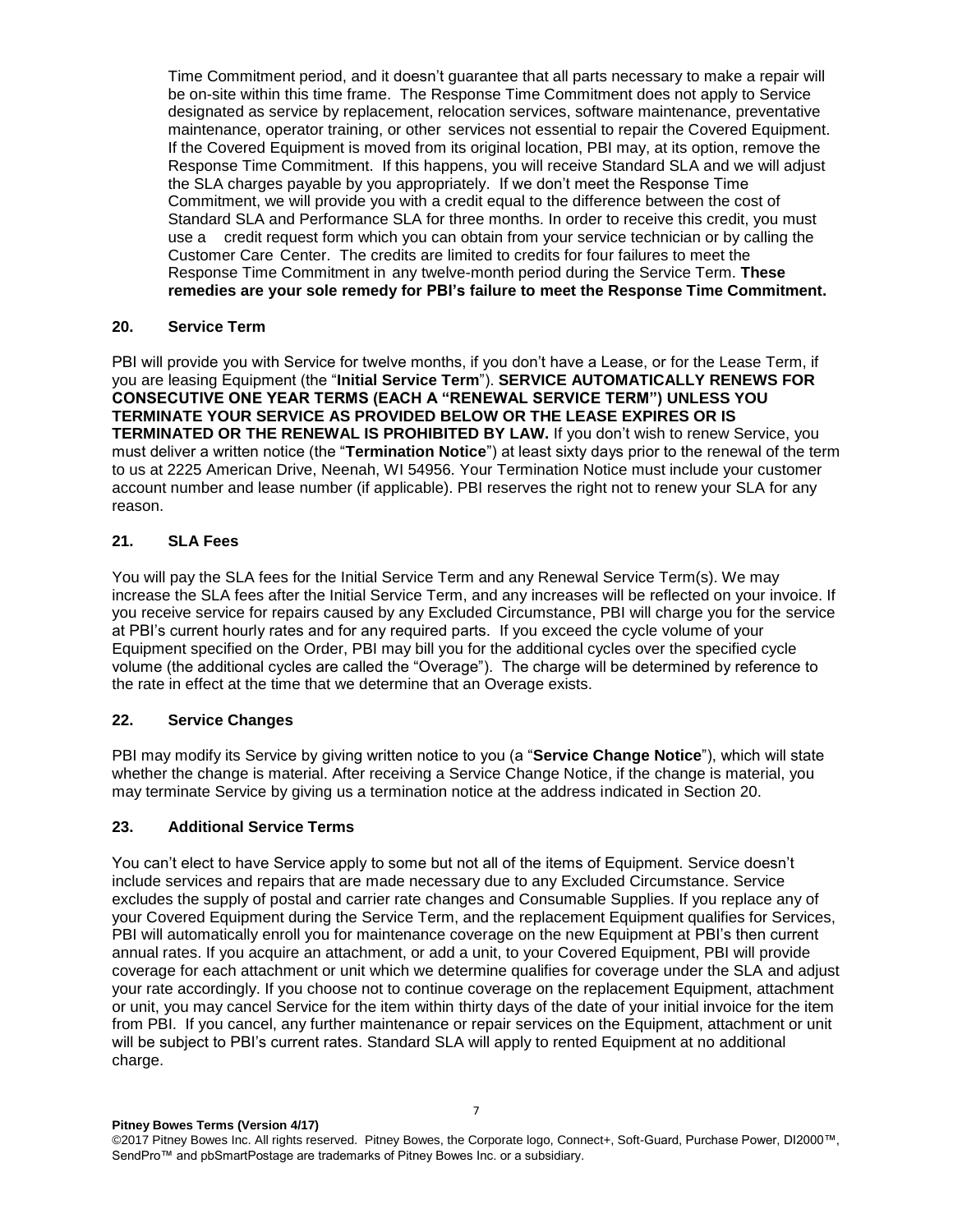Time Commitment period, and it doesn't guarantee that all parts necessary to make a repair will be on-site within this time frame. The Response Time Commitment does not apply to Service designated as service by replacement, relocation services, software maintenance, preventative maintenance, operator training, or other services not essential to repair the Covered Equipment. If the Covered Equipment is moved from its original location, PBI may, at its option, remove the Response Time Commitment. If this happens, you will receive Standard SLA and we will adjust the SLA charges payable by you appropriately. If we don't meet the Response Time Commitment, we will provide you with a credit equal to the difference between the cost of Standard SLA and Performance SLA for three months. In order to receive this credit, you must use a credit request form which you can obtain from your service technician or by calling the Customer Care Center. The credits are limited to credits for four failures to meet the Response Time Commitment in any twelve-month period during the Service Term. **These remedies are your sole remedy for PBI's failure to meet the Response Time Commitment.**

## 20. Service Term

PBI will provide you with Service for twelve months, if you don't have a Lease, or for the Lease Term, if you are leasing Equipment (the "**Initial Service Term**"). **SERVICE AUTOMATICALLY RENEWS FOR CONSECUTIVE ONE YEAR TERMS (EACH A "RENEWAL SERVICE TERM") UNLESS YOU TERMINATE YOUR SERVICE AS PROVIDED BELOW OR THE LEASE EXPIRES OR IS TERMINATED OR THE RENEWAL IS PROHIBITED BY LAW.** If you don't wish to renew Service, you must deliver a written notice (the "**Termination Notice**") at least sixty days prior to the renewal of the term to us at 2225 American Drive, Neenah, WI 54956. Your Termination Notice must include your customer account number and lease number (if applicable). PBI reserves the right not to renew your SLA for any reason.

## 21. SLA Fees

You will pay the SLA fees for the Initial Service Term and any Renewal Service Term(s). We may increase the SLA fees after the Initial Service Term, and any increases will be reflected on your invoice. If you receive service for repairs caused by any Excluded Circumstance, PBI will charge you for the service at PBI's current hourly rates and for any required parts. If you exceed the cycle volume of your Equipment specified on the Order, PBI may bill you for the additional cycles over the specified cycle volume (the additional cycles are called the "Overage"). The charge will be determined by reference to the rate in effect at the time that we determine that an Overage exists.

## 22. Service Changes

PBI may modify its Service by giving written notice to you (a "**Service Change Notice**"), which will state whether the change is material. After receiving a Service Change Notice, if the change is material, you may terminate Service by giving us a termination notice at the address indicated in Section 20.

## 23. Additional Service Terms

You can't elect to have Service apply to some but not all of the items of Equipment. Service doesn't include services and repairs that are made necessary due to any Excluded Circumstance. Service excludes the supply of postal and carrier rate changes and Consumable Supplies. If you replace any of your Covered Equipment during the Service Term, and the replacement Equipment qualifies for Services, PBI will automatically enroll you for maintenance coverage on the new Equipment at PBI's then current annual rates. If you acquire an attachment, or add a unit, to your Covered Equipment, PBI will provide coverage for each attachment or unit which we determine qualifies for coverage under the SLA and adjust your rate accordingly. If you choose not to continue coverage on the replacement Equipment, attachment or unit, you may cancel Service for the item within thirty days of the date of your initial invoice for the item from PBI. If you cancel, any further maintenance or repair services on the Equipment, attachment or unit will be subject to PBI's current rates. Standard SLA will apply to rented Equipment at no additional charge.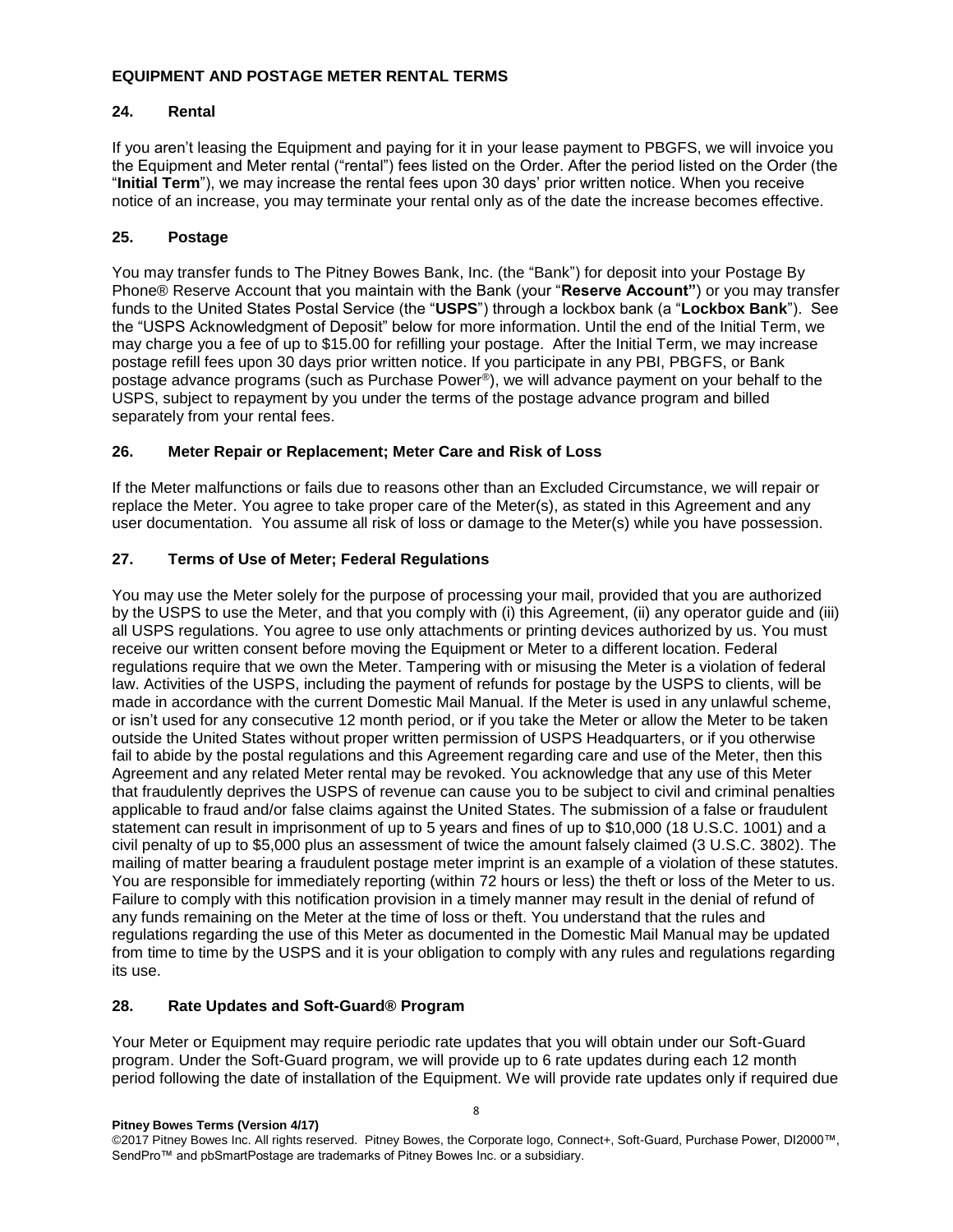## EQUIPMENT AND POSTAGE METER RENTAL TERMS

### 24. Rental

If you aren't leasing the Equipment and paying for it in your lease payment to PBGFS, we will invoice you the Equipment and Meter rental ("rental") fees listed on the Order. After the period listed on the Order (the "**Initial Term**"), we may increase the rental fees upon 30 days' prior written notice. When you receive notice of an increase, you may terminate your rental only as of the date the increase becomes effective.

### 25. Postage

You may transfer funds to The Pitney Bowes Bank, Inc. (the "Bank") for deposit into your Postage By Phone® Reserve Account that you maintain with the Bank (your "**Reserve Account"**) or you may transfer funds to the United States Postal Service (the "**USPS**") through a lockbox bank (a "**Lockbox Bank**"). See the "USPS Acknowledgment of Deposit" below for more information. Until the end of the Initial Term, we may charge you a fee of up to $15.00 for refilling your postage. After the Initial Term, we may increase postage refill fees upon 30 days prior written notice. If you participate in any PBI, PBGFS, or Bank postage advance programs (such as Purchase Power®), we will advance payment on your behalf to the USPS, subject to repayment by you under the terms of the postage advance program and billed separately from your rental fees.

### 26. Meter Repair or Replacement; Meter Care and Risk of Loss

If the Meter malfunctions or fails due to reasons other than an Excluded Circumstance, we will repair or replace the Meter. You agree to take proper care of the Meter(s), as stated in this Agreement and any user documentation. You assume all risk of loss or damage to the Meter(s) while you have possession.

### 27. Terms of Use of Meter; Federal Regulations

You may use the Meter solely for the purpose of processing your mail, provided that you are authorized by the USPS to use the Meter, and that you comply with (i) this Agreement, (ii) any operator guide and (iii) all USPS regulations. You agree to use only attachments or printing devices authorized by us. You must receive our written consent before moving the Equipment or Meter to a different location. Federal regulations require that we own the Meter. Tampering with or misusing the Meter is a violation of federal law. Activities of the USPS, including the payment of refunds for postage by the USPS to clients, will be made in accordance with the current Domestic Mail Manual. If the Meter is used in any unlawful scheme, or isn't used for any consecutive 12 month period, or if you take the Meter or allow the Meter to be taken outside the United States without proper written permission of USPS Headquarters, or if you otherwise fail to abide by the postal regulations and this Agreement regarding care and use of the Meter, then this Agreement and any related Meter rental may be revoked. You acknowledge that any use of this Meter that fraudulently deprives the USPS of revenue can cause you to be subject to civil and criminal penalties applicable to fraud and/or false claims against the United States. The submission of a false or fraudulent statement can result in imprisonment of up to 5 years and fines of up to $10,000 (18 U.S.C. 1001) and a civil penalty of up to $5,000 plus an assessment of twice the amount falsely claimed (3 U.S.C. 3802). The mailing of matter bearing a fraudulent postage meter imprint is an example of a violation of these statutes. You are responsible for immediately reporting (within 72 hours or less) the theft or loss of the Meter to us. Failure to comply with this notification provision in a timely manner may result in the denial of refund of any funds remaining on the Meter at the time of loss or theft. You understand that the rules and regulations regarding the use of this Meter as documented in the Domestic Mail Manual may be updated from time to time by the USPS and it is your obligation to comply with any rules and regulations regarding its use.

### 28. Rate Updates and Soft-Guard® Program

Your Meter or Equipment may require periodic rate updates that you will obtain under our Soft-Guard program. Under the Soft-Guard program, we will provide up to 6 rate updates during each 12 month period following the date of installation of the Equipment. We will provide rate updates only if required due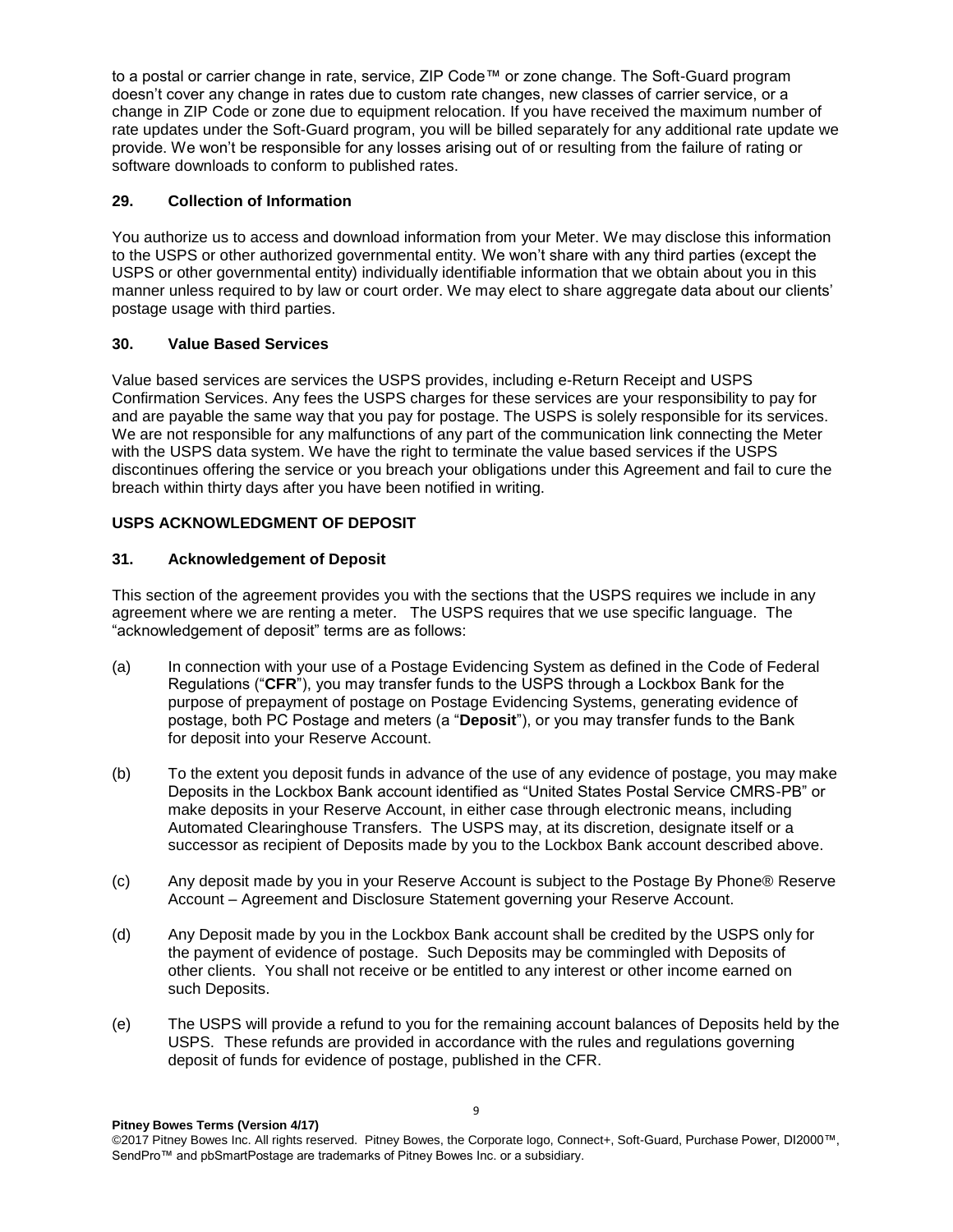to a postal or carrier change in rate, service, ZIP Code™ or zone change. The Soft-Guard program doesn't cover any change in rates due to custom rate changes, new classes of carrier service, or a change in ZIP Code or zone due to equipment relocation. If you have received the maximum number of rate updates under the Soft-Guard program, you will be billed separately for any additional rate update we provide. We won't be responsible for any losses arising out of or resulting from the failure of rating or software downloads to conform to published rates.

### 29. Collection of Information

You authorize us to access and download information from your Meter. We may disclose this information to the USPS or other authorized governmental entity. We won't share with any third parties (except the USPS or other governmental entity) individually identifiable information that we obtain about you in this manner unless required to by law or court order. We may elect to share aggregate data about our clients' postage usage with third parties.

### 30. Value Based Services

Value based services are services the USPS provides, including e-Return Receipt and USPS Confirmation Services. Any fees the USPS charges for these services are your responsibility to pay for and are payable the same way that you pay for postage. The USPS is solely responsible for its services. We are not responsible for any malfunctions of any part of the communication link connecting the Meter with the USPS data system. We have the right to terminate the value based services if the USPS discontinues offering the service or you breach your obligations under this Agreement and fail to cure the breach within thirty days after you have been notified in writing.

## USPS ACKNOWLEDGMENT OF DEPOSIT

### 31. Acknowledgement of Deposit

This section of the agreement provides you with the sections that the USPS requires we include in any agreement where we are renting a meter. The USPS requires that we use specific language. The "acknowledgement of deposit" terms are as follows:

(a) In connection with your use of a Postage Evidencing System as defined in the Code of Federal Regulations ("**CFR**"), you may transfer funds to the USPS through a Lockbox Bank for the purpose of prepayment of postage on Postage Evidencing Systems, generating evidence of postage, both PC Postage and meters (a "**Deposit**"), or you may transfer funds to the Bank for deposit into your Reserve Account.

(b) To the extent you deposit funds in advance of the use of any evidence of postage, you may make Deposits in the Lockbox Bank account identified as "United States Postal Service CMRS-PB" or make deposits in your Reserve Account, in either case through electronic means, including Automated Clearinghouse Transfers. The USPS may, at its discretion, designate itself or a successor as recipient of Deposits made by you to the Lockbox Bank account described above.

(c) Any deposit made by you in your Reserve Account is subject to the Postage By Phone® Reserve Account – Agreement and Disclosure Statement governing your Reserve Account.

(d) Any Deposit made by you in the Lockbox Bank account shall be credited by the USPS only for the payment of evidence of postage. Such Deposits may be commingled with Deposits of other clients. You shall not receive or be entitled to any interest or other income earned on such Deposits.

(e) The USPS will provide a refund to you for the remaining account balances of Deposits held by the USPS. These refunds are provided in accordance with the rules and regulations governing deposit of funds for evidence of postage, published in the CFR.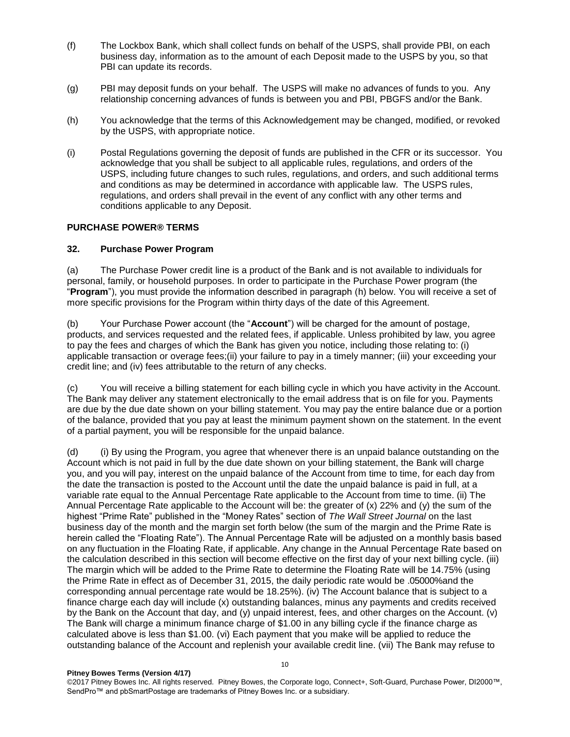(f) The Lockbox Bank, which shall collect funds on behalf of the USPS, shall provide PBI, on each business day, information as to the amount of each Deposit made to the USPS by you, so that PBI can update its records.

(g) PBI may deposit funds on your behalf. The USPS will make no advances of funds to you. Any relationship concerning advances of funds is between you and PBI, PBGFS and/or the Bank.

(h) You acknowledge that the terms of this Acknowledgement may be changed, modified, or revoked by the USPS, with appropriate notice.

(i) Postal Regulations governing the deposit of funds are published in the CFR or its successor. You acknowledge that you shall be subject to all applicable rules, regulations, and orders of the USPS, including future changes to such rules, regulations, and orders, and such additional terms and conditions as may be determined in accordance with applicable law. The USPS rules, regulations, and orders shall prevail in the event of any conflict with any other terms and conditions applicable to any Deposit.

**PURCHASE POWER® TERMS**

**32. Purchase Power Program**

(a) The Purchase Power credit line is a product of the Bank and is not available to individuals for personal, family, or household purposes. In order to participate in the Purchase Power program (the "**Program**"), you must provide the information described in paragraph (h) below. You will receive a set of more specific provisions for the Program within thirty days of the date of this Agreement.

(b) Your Purchase Power account (the "**Account**") will be charged for the amount of postage, products, and services requested and the related fees, if applicable. Unless prohibited by law, you agree to pay the fees and charges of which the Bank has given you notice, including those relating to: (i) applicable transaction or overage fees;(ii) your failure to pay in a timely manner; (iii) your exceeding your credit line; and (iv) fees attributable to the return of any checks.

(c) You will receive a billing statement for each billing cycle in which you have activity in the Account. The Bank may deliver any statement electronically to the email address that is on file for you. Payments are due by the due date shown on your billing statement. You may pay the entire balance due or a portion of the balance, provided that you pay at least the minimum payment shown on the statement. In the event of a partial payment, you will be responsible for the unpaid balance.

(d) (i) By using the Program, you agree that whenever there is an unpaid balance outstanding on the Account which is not paid in full by the due date shown on your billing statement, the Bank will charge you, and you will pay, interest on the unpaid balance of the Account from time to time, for each day from the date the transaction is posted to the Account until the date the unpaid balance is paid in full, at a variable rate equal to the Annual Percentage Rate applicable to the Account from time to time. (ii) The Annual Percentage Rate applicable to the Account will be: the greater of (x) 22% and (y) the sum of the highest "Prime Rate" published in the "Money Rates" section of *The Wall Street Journal* on the last business day of the month and the margin set forth below (the sum of the margin and the Prime Rate is herein called the "Floating Rate"). The Annual Percentage Rate will be adjusted on a monthly basis based on any fluctuation in the Floating Rate, if applicable. Any change in the Annual Percentage Rate based on the calculation described in this section will become effective on the first day of your next billing cycle. (iii) The margin which will be added to the Prime Rate to determine the Floating Rate will be 14.75% (using the Prime Rate in effect as of December 31, 2015, the daily periodic rate would be .05000%and the corresponding annual percentage rate would be 18.25%). (iv) The Account balance that is subject to a finance charge each day will include (x) outstanding balances, minus any payments and credits received by the Bank on the Account that day, and (y) unpaid interest, fees, and other charges on the Account. (v) The Bank will charge a minimum finance charge of $1.00 in any billing cycle if the finance charge as calculated above is less than $1.00. (vi) Each payment that you make will be applied to reduce the outstanding balance of the Account and replenish your available credit line. (vii) The Bank may refuse to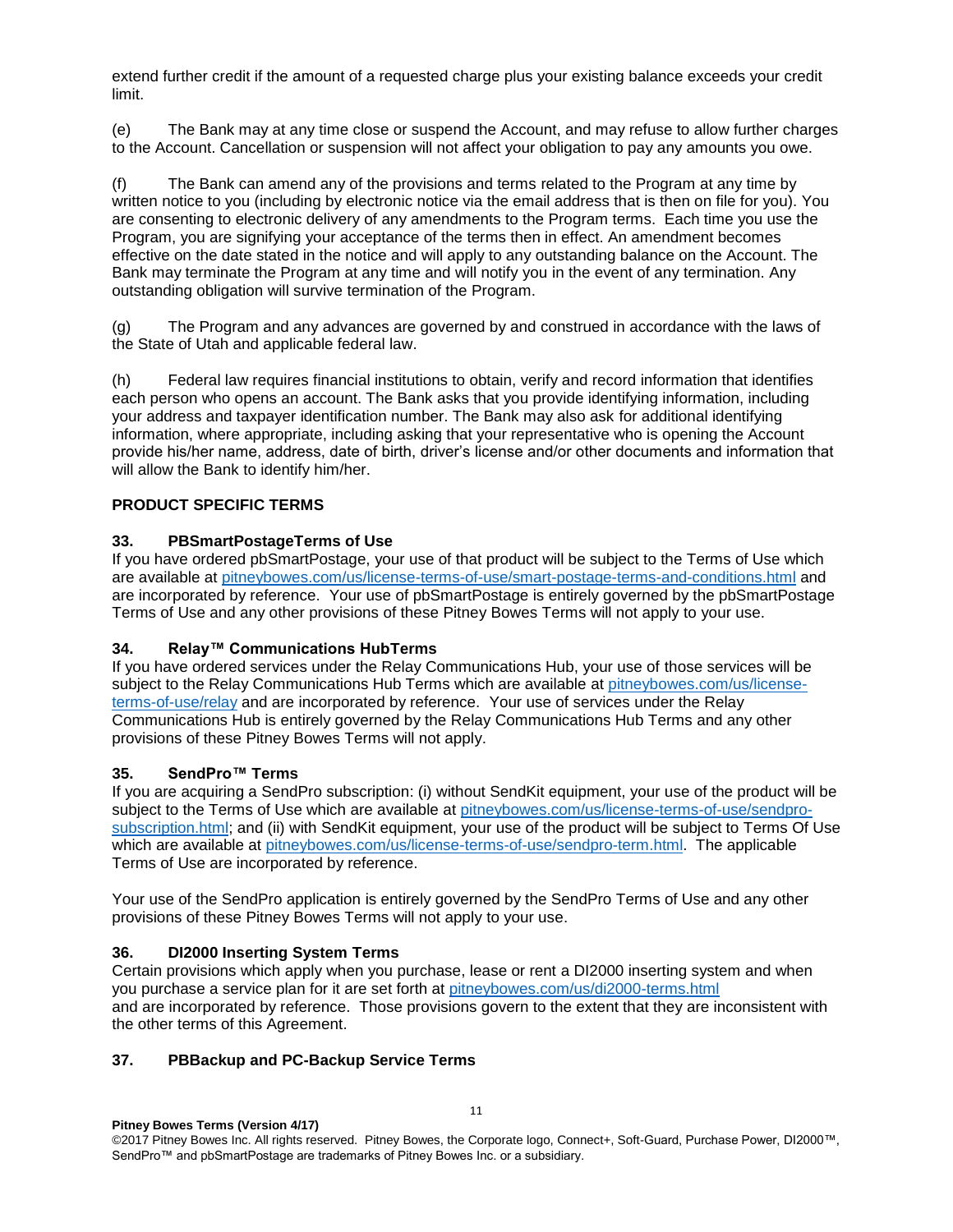extend further credit if the amount of a requested charge plus your existing balance exceeds your credit limit.

(e) The Bank may at any time close or suspend the Account, and may refuse to allow further charges to the Account. Cancellation or suspension will not affect your obligation to pay any amounts you owe.

(f) The Bank can amend any of the provisions and terms related to the Program at any time by written notice to you (including by electronic notice via the email address that is then on file for you). You are consenting to electronic delivery of any amendments to the Program terms. Each time you use the Program, you are signifying your acceptance of the terms then in effect. An amendment becomes effective on the date stated in the notice and will apply to any outstanding balance on the Account. The Bank may terminate the Program at any time and will notify you in the event of any termination. Any outstanding obligation will survive termination of the Program.

(g) The Program and any advances are governed by and construed in accordance with the laws of the State of Utah and applicable federal law.

(h) Federal law requires financial institutions to obtain, verify and record information that identifies each person who opens an account. The Bank asks that you provide identifying information, including your address and taxpayer identification number. The Bank may also ask for additional identifying information, where appropriate, including asking that your representative who is opening the Account provide his/her name, address, date of birth, driver's license and/or other documents and information that will allow the Bank to identify him/her.

## PRODUCT SPECIFIC TERMS

### 33. PBSmartPostageTerms of Use

If you have ordered pbSmartPostage, your use of that product will be subject to the Terms of Use which are available at pitneybowes.com/us/license-terms-of-use/smart-postage-terms-and-conditions.html and are incorporated by reference. Your use of pbSmartPostage is entirely governed by the pbSmartPostage Terms of Use and any other provisions of these Pitney Bowes Terms will not apply to your use.

### 34. Relay™ Communications HubTerms

If you have ordered services under the Relay Communications Hub, your use of those services will be subject to the Relay Communications Hub Terms which are available at pitneybowes.com/us/license-terms-of-use/relay and are incorporated by reference. Your use of services under the Relay Communications Hub is entirely governed by the Relay Communications Hub Terms and any other provisions of these Pitney Bowes Terms will not apply.

### 35. SendPro™ Terms

If you are acquiring a SendPro subscription: (i) without SendKit equipment, your use of the product will be subject to the Terms of Use which are available at pitneybowes.com/us/license-terms-of-use/sendpro-subscription.html; and (ii) with SendKit equipment, your use of the product will be subject to Terms Of Use which are available at pitneybowes.com/us/license-terms-of-use/sendpro-term.html. The applicable Terms of Use are incorporated by reference.

Your use of the SendPro application is entirely governed by the SendPro Terms of Use and any other provisions of these Pitney Bowes Terms will not apply to your use.

### 36. DI2000 Inserting System Terms

Certain provisions which apply when you purchase, lease or rent a DI2000 inserting system and when you purchase a service plan for it are set forth at pitneybowes.com/us/di2000-terms.html and are incorporated by reference. Those provisions govern to the extent that they are inconsistent with the other terms of this Agreement.

### 37. PBBackup and PC-Backup Service Terms

**Pitney Bowes Terms (Version 4/17)**
©2017 Pitney Bowes Inc. All rights reserved. Pitney Bowes, the Corporate logo, Connect+, Soft-Guard, Purchase Power, DI2000™, SendPro™ and pbSmartPostage are trademarks of Pitney Bowes Inc. or a subsidiary.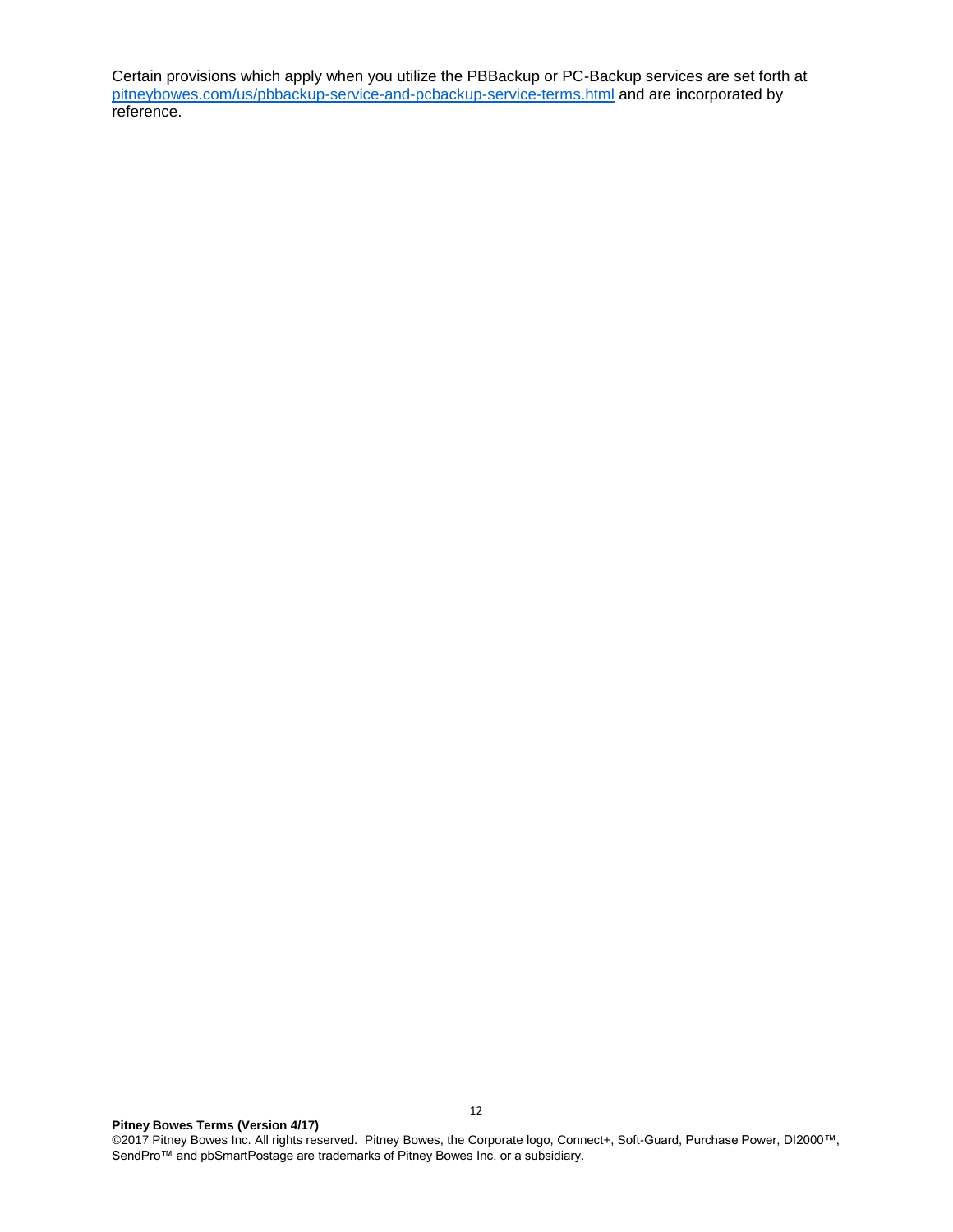Certain provisions which apply when you utilize the PBBackup or PC-Backup services are set forth at pitneybowes.com/us/pbbackup-service-and-pcbackup-service-terms.html and are incorporated by reference.